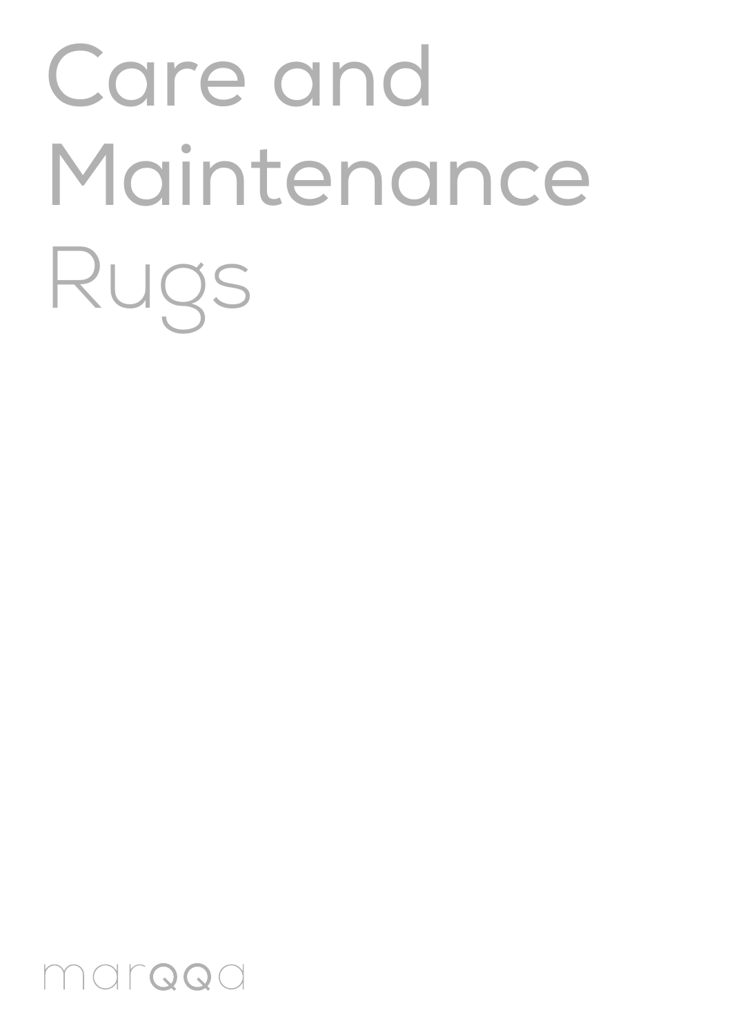# Care and Maintenance
## Rugs

marqqa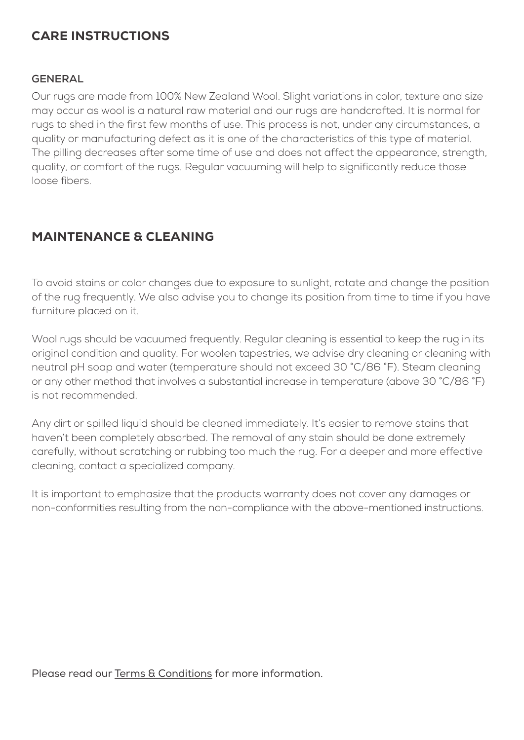## CARE INSTRUCTIONS

### GENERAL

Our rugs are made from 100% New Zealand Wool. Slight variations in color, texture and size may occur as wool is a natural raw material and our rugs are handcrafted. It is normal for rugs to shed in the first few months of use. This process is not, under any circumstances, a quality or manufacturing defect as it is one of the characteristics of this type of material. The pilling decreases after some time of use and does not affect the appearance, strength, quality, or comfort of the rugs. Regular vacuuming will help to significantly reduce those loose fibers.

## MAINTENANCE & CLEANING

To avoid stains or color changes due to exposure to sunlight, rotate and change the position of the rug frequently. We also advise you to change its position from time to time if you have furniture placed on it.

Wool rugs should be vacuumed frequently. Regular cleaning is essential to keep the rug in its original condition and quality. For woolen tapestries, we advise dry cleaning or cleaning with neutral pH soap and water (temperature should not exceed 30 °C/86 °F). Steam cleaning or any other method that involves a substantial increase in temperature (above 30 °C/86 °F) is not recommended.

Any dirt or spilled liquid should be cleaned immediately. It's easier to remove stains that haven't been completely absorbed. The removal of any stain should be done extremely carefully, without scratching or rubbing too much the rug. For a deeper and more effective cleaning, contact a specialized company.

It is important to emphasize that the products warranty does not cover any damages or non-conformities resulting from the non-compliance with the above-mentioned instructions.

**Please read our Terms & Conditions for more information.**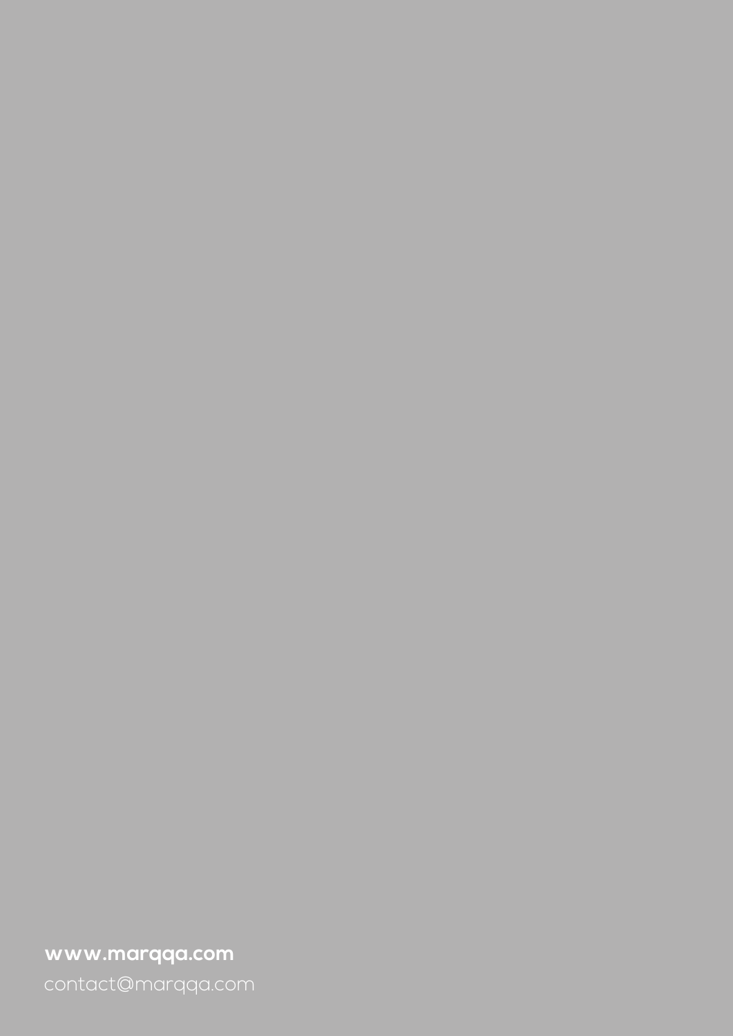**www.marqqa.com**

contact@marqqa.com